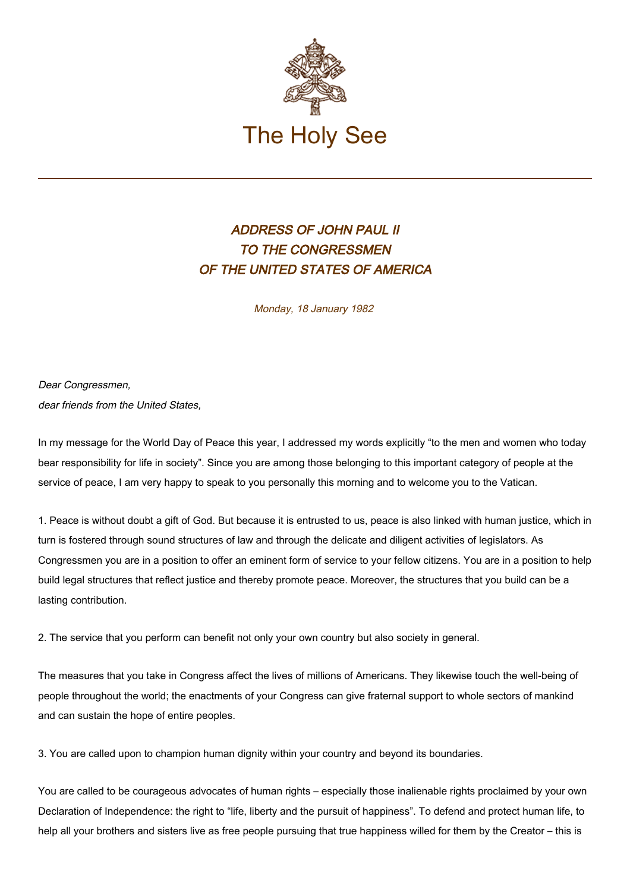The Holy See

# *ADDRESS OF JOHN PAUL II TO THE CONGRESSMEN OF THE UNITED STATES OF AMERICA*

*Monday, 18 January 1982*

*Dear Congressmen,*
*dear friends from the United States,*

In my message for the World Day of Peace this year, I addressed my words explicitly “to the men and women who today bear responsibility for life in society”. Since you are among those belonging to this important category of people at the service of peace, I am very happy to speak to you personally this morning and to welcome you to the Vatican.

1. Peace is without doubt a gift of God. But because it is entrusted to us, peace is also linked with human justice, which in turn is fostered through sound structures of law and through the delicate and diligent activities of legislators. As Congressmen you are in a position to offer an eminent form of service to your fellow citizens. You are in a position to help build legal structures that reflect justice and thereby promote peace. Moreover, the structures that you build can be a lasting contribution.

2. The service that you perform can benefit not only your own country but also society in general.

The measures that you take in Congress affect the lives of millions of Americans. They likewise touch the well-being of people throughout the world; the enactments of your Congress can give fraternal support to whole sectors of mankind and can sustain the hope of entire peoples.

3. You are called upon to champion human dignity within your country and beyond its boundaries.

You are called to be courageous advocates of human rights – especially those inalienable rights proclaimed by your own Declaration of Independence: the right to “life, liberty and the pursuit of happiness”. To defend and protect human life, to help all your brothers and sisters live as free people pursuing that true happiness willed for them by the Creator – this is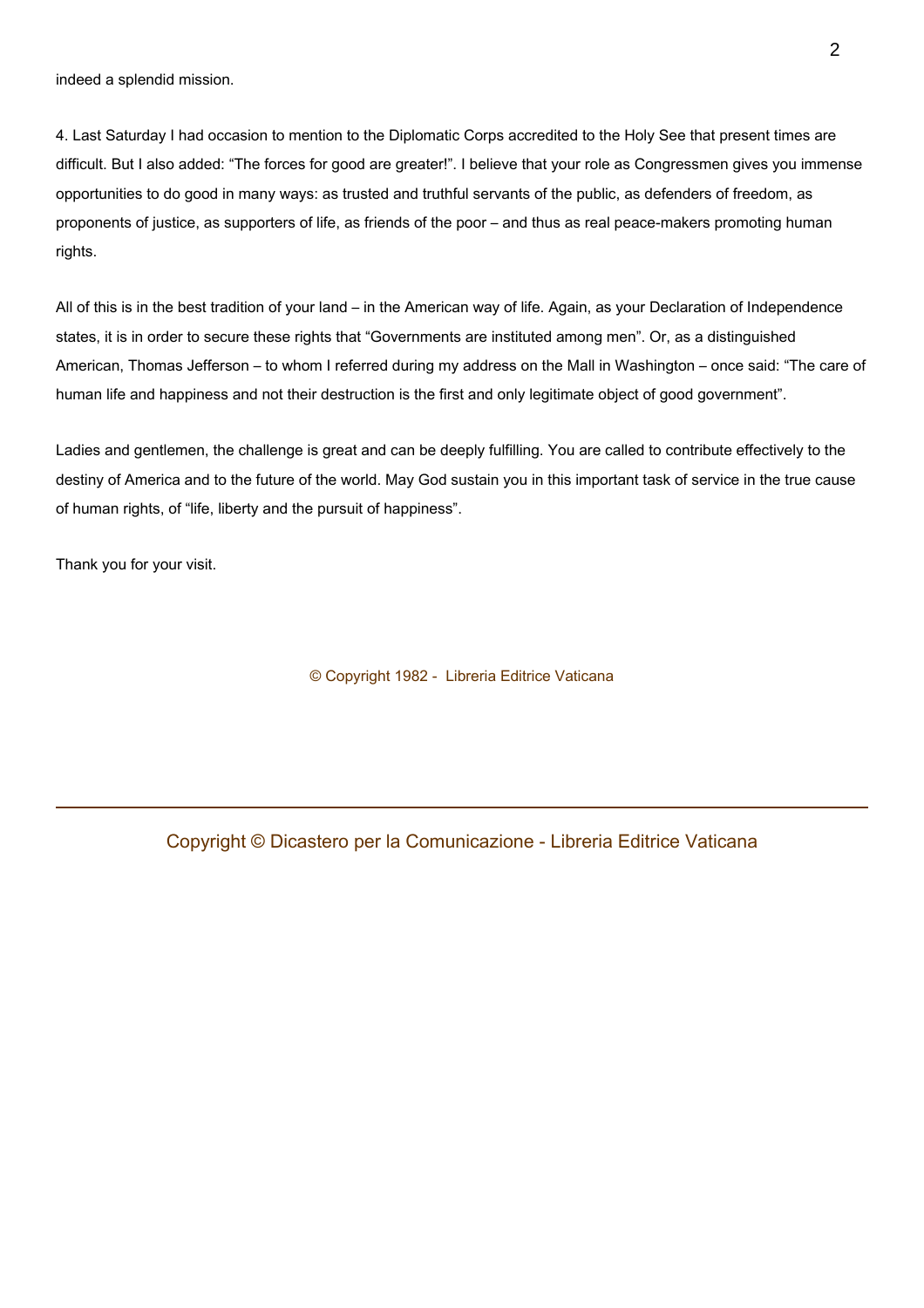indeed a splendid mission.

4. Last Saturday I had occasion to mention to the Diplomatic Corps accredited to the Holy See that present times are difficult. But I also added: “The forces for good are greater!”. I believe that your role as Congressmen gives you immense opportunities to do good in many ways: as trusted and truthful servants of the public, as defenders of freedom, as proponents of justice, as supporters of life, as friends of the poor – and thus as real peace-makers promoting human rights.

All of this is in the best tradition of your land – in the American way of life. Again, as your Declaration of Independence states, it is in order to secure these rights that “Governments are instituted among men”. Or, as a distinguished American, Thomas Jefferson – to whom I referred during my address on the Mall in Washington – once said: “The care of human life and happiness and not their destruction is the first and only legitimate object of good government”.

Ladies and gentlemen, the challenge is great and can be deeply fulfilling. You are called to contribute effectively to the destiny of America and to the future of the world. May God sustain you in this important task of service in the true cause of human rights, of “life, liberty and the pursuit of happiness”.

Thank you for your visit.

© Copyright 1982 - Libreria Editrice Vaticana

Copyright © Dicastero per la Comunicazione - Libreria Editrice Vaticana